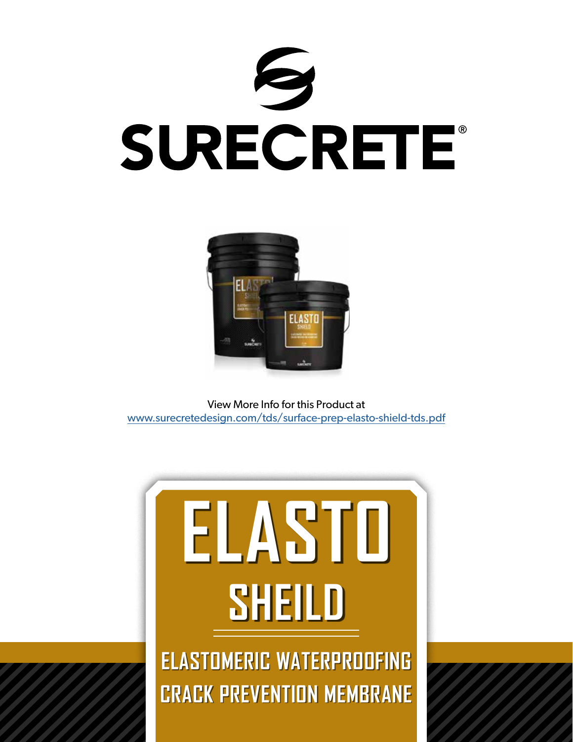# SURECRETE®

View More Info for this Product at
www.surecretedesign.com/tds/surface-prep-elasto-shield-tds.pdf

# ELASTO

## SHEILD

### ELASTOMERIC WATERPROOFING CRACK PREVENTION MEMBRANE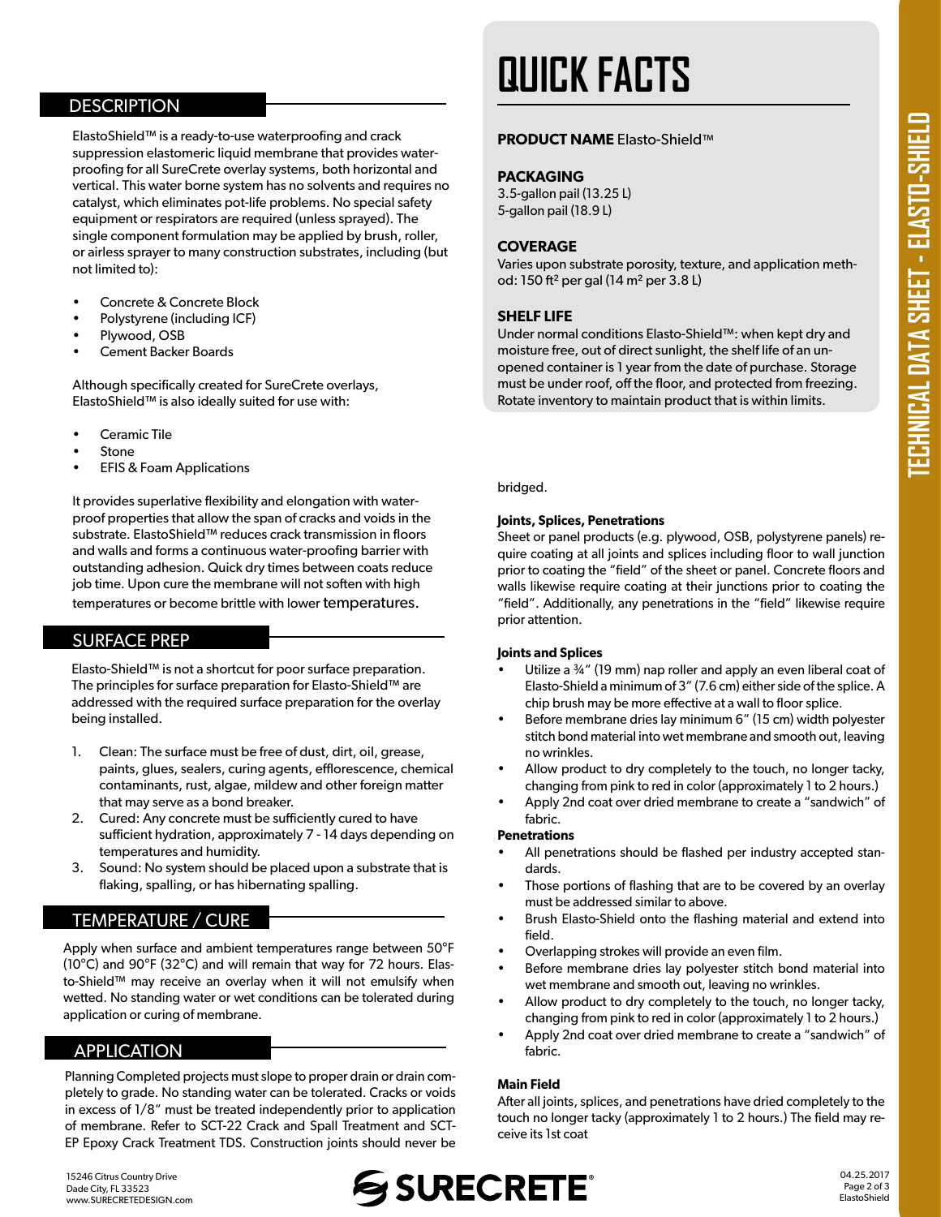## DESCRIPTION

ElastoShield™ is a ready-to-use waterproofing and crack suppression elastomeric liquid membrane that provides waterproofing for all SureCrete overlay systems, both horizontal and vertical. This water borne system has no solvents and requires no catalyst, which eliminates pot-life problems. No special safety equipment or respirators are required (unless sprayed). The single component formulation may be applied by brush, roller, or airless sprayer to many construction substrates, including (but not limited to):

- Concrete & Concrete Block
- Polystyrene (including ICF)
- Plywood, OSB
- Cement Backer Boards

Although specifically created for SureCrete overlays, ElastoShield™ is also ideally suited for use with:

- Ceramic Tile
- Stone
- EFIS & Foam Applications

It provides superlative flexibility and elongation with waterproof properties that allow the span of cracks and voids in the substrate. ElastoShield™ reduces crack transmission in floors and walls and forms a continuous water-proofing barrier with outstanding adhesion. Quick dry times between coats reduce job time. Upon cure the membrane will not soften with high temperatures or become brittle with lower temperatures.

## SURFACE PREP

Elasto-Shield™ is not a shortcut for poor surface preparation. The principles for surface preparation for Elasto-Shield™ are addressed with the required surface preparation for the overlay being installed.

1. Clean: The surface must be free of dust, dirt, oil, grease, paints, glues, sealers, curing agents, efflorescence, chemical contaminants, rust, algae, mildew and other foreign matter that may serve as a bond breaker.
2. Cured: Any concrete must be sufficiently cured to have sufficient hydration, approximately 7 - 14 days depending on temperatures and humidity.
3. Sound: No system should be placed upon a substrate that is flaking, spalling, or has hibernating spalling.

## TEMPERATURE / CURE

Apply when surface and ambient temperatures range between 50°F (10°C) and 90°F (32°C) and will remain that way for 72 hours. Elasto-Shield™ may receive an overlay when it will not emulsify when wetted. No standing water or wet conditions can be tolerated during application or curing of membrane.

## APPLICATION

Planning Completed projects must slope to proper drain or drain completely to grade. No standing water can be tolerated. Cracks or voids in excess of 1/8" must be treated independently prior to application of membrane. Refer to SCT-22 Crack and Spall Treatment and SCT-EP Epoxy Crack Treatment TDS. Construction joints should never be bridged.

**Joints, Splices, Penetrations**

Sheet or panel products (e.g. plywood, OSB, polystyrene panels) require coating at all joints and splices including floor to wall junction prior to coating the "field" of the sheet or panel. Concrete floors and walls likewise require coating at their junctions prior to coating the "field". Additionally, any penetrations in the "field" likewise require prior attention.

**Joints and Splices**

- Utilize a ¾" (19 mm) nap roller and apply an even liberal coat of Elasto-Shield a minimum of 3" (7.6 cm) either side of the splice. A chip brush may be more effective at a wall to floor splice.
- Before membrane dries lay minimum 6" (15 cm) width polyester stitch bond material into wet membrane and smooth out, leaving no wrinkles.
- Allow product to dry completely to the touch, no longer tacky, changing from pink to red in color (approximately 1 to 2 hours.)
- Apply 2nd coat over dried membrane to create a "sandwich" of fabric.

**Penetrations**

- All penetrations should be flashed per industry accepted standards.
- Those portions of flashing that are to be covered by an overlay must be addressed similar to above.
- Brush Elasto-Shield onto the flashing material and extend into field.
- Overlapping strokes will provide an even film.
- Before membrane dries lay polyester stitch bond material into wet membrane and smooth out, leaving no wrinkles.
- Allow product to dry completely to the touch, no longer tacky, changing from pink to red in color (approximately 1 to 2 hours.)
- Apply 2nd coat over dried membrane to create a "sandwich" of fabric.

**Main Field**

After all joints, splices, and penetrations have dried completely to the touch no longer tacky (approximately 1 to 2 hours.) The field may receive its 1st coat

# QUICK FACTS

**PRODUCT NAME** Elasto-Shield™

**PACKAGING**
3.5-gallon pail (13.25 L)
5-gallon pail (18.9 L)

**COVERAGE**
Varies upon substrate porosity, texture, and application method: 150 ft² per gal (14 m² per 3.8 L)

**SHELF LIFE**
Under normal conditions Elasto-Shield™: when kept dry and moisture free, out of direct sunlight, the shelf life of an unopened container is 1 year from the date of purchase. Storage must be under roof, off the floor, and protected from freezing. Rotate inventory to maintain product that is within limits.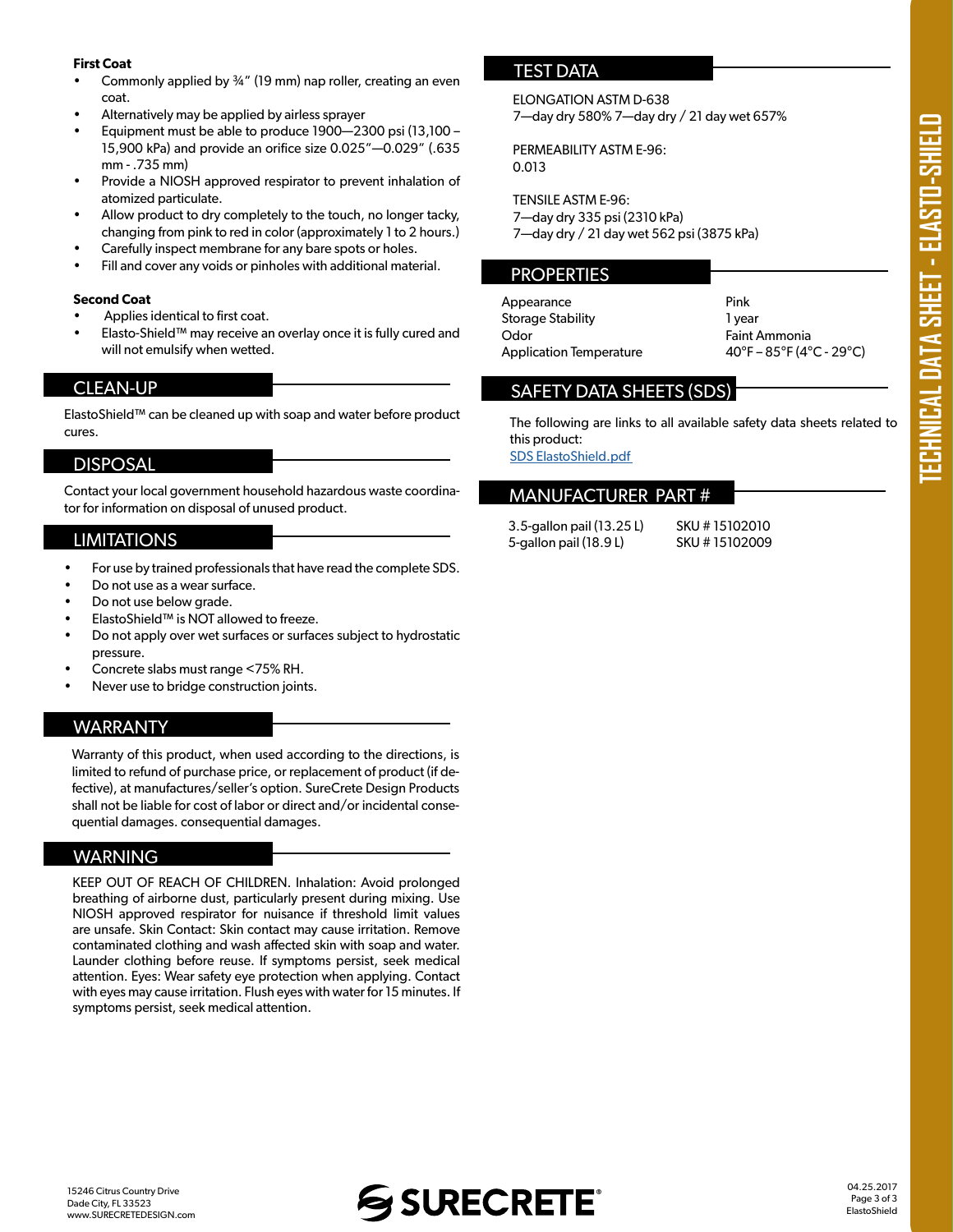**First Coat**

- Commonly applied by ¾" (19 mm) nap roller, creating an even coat.
- Alternatively may be applied by airless sprayer
- Equipment must be able to produce 1900—2300 psi (13,100 – 15,900 kPa) and provide an orifice size 0.025"—0.029" (.635 mm - .735 mm)
- Provide a NIOSH approved respirator to prevent inhalation of atomized particulate.
- Allow product to dry completely to the touch, no longer tacky, changing from pink to red in color (approximately 1 to 2 hours.)
- Carefully inspect membrane for any bare spots or holes.
- Fill and cover any voids or pinholes with additional material.

**Second Coat**

- Applies identical to first coat.
- Elasto-Shield™ may receive an overlay once it is fully cured and will not emulsify when wetted.

## CLEAN-UP

ElastoShield™ can be cleaned up with soap and water before product cures.

## DISPOSAL

Contact your local government household hazardous waste coordinator for information on disposal of unused product.

## LIMITATIONS

- For use by trained professionals that have read the complete SDS.
- Do not use as a wear surface.
- Do not use below grade.
- ElastoShield™ is NOT allowed to freeze.
- Do not apply over wet surfaces or surfaces subject to hydrostatic pressure.
- Concrete slabs must range <75% RH.
- Never use to bridge construction joints.

## WARRANTY

Warranty of this product, when used according to the directions, is limited to refund of purchase price, or replacement of product (if defective), at manufactures/seller's option. SureCrete Design Products shall not be liable for cost of labor or direct and/or incidental consequential damages. consequential damages.

## WARNING

KEEP OUT OF REACH OF CHILDREN. Inhalation: Avoid prolonged breathing of airborne dust, particularly present during mixing. Use NIOSH approved respirator for nuisance if threshold limit values are unsafe. Skin Contact: Skin contact may cause irritation. Remove contaminated clothing and wash affected skin with soap and water. Launder clothing before reuse. If symptoms persist, seek medical attention. Eyes: Wear safety eye protection when applying. Contact with eyes may cause irritation. Flush eyes with water for 15 minutes. If symptoms persist, seek medical attention.

## TEST DATA

ELONGATION ASTM D-638
7—day dry 580% 7—day dry / 21 day wet 657%

PERMEABILITY ASTM E-96:
0.013

TENSILE ASTM E-96:
7—day dry 335 psi (2310 kPa)
7—day dry / 21 day wet 562 psi (3875 kPa)

## PROPERTIES

| | |
|---|---|
| Appearance | Pink |
| Storage Stability | 1 year |
| Odor | Faint Ammonia |
| Application Temperature | 40°F – 85°F (4°C - 29°C) |

## SAFETY DATA SHEETS (SDS)

The following are links to all available safety data sheets related to this product:
SDS ElastoShield.pdf

## MANUFACTURER PART #

| | |
|---|---|
| 3.5-gallon pail (13.25 L) | SKU # 15102010 |
| 5-gallon pail (18.9 L) | SKU # 15102009 |

15246 Citrus Country Drive
Dade City, FL 33523
www.SURECRETEDESIGN.com

04.25.2017